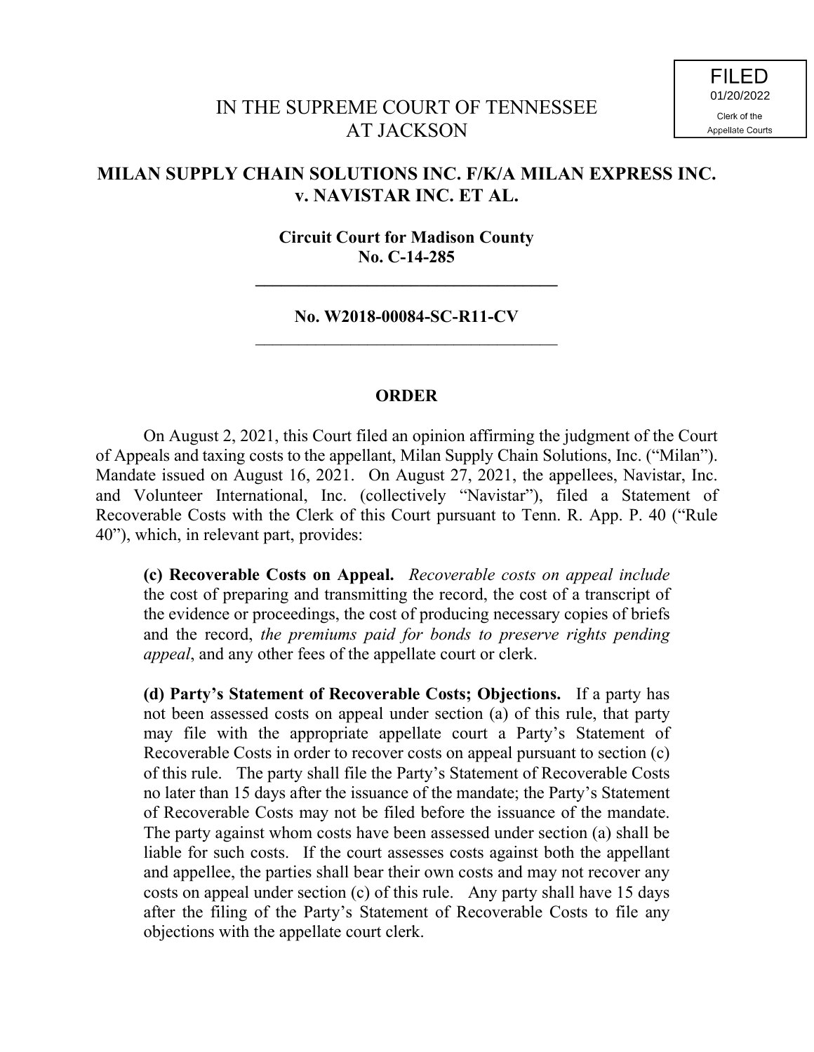FILED
01/20/2022
Clerk of the
Appellate Courts

IN THE SUPREME COURT OF TENNESSEE
AT JACKSON

**MILAN SUPPLY CHAIN SOLUTIONS INC. F/K/A MILAN EXPRESS INC. v. NAVISTAR INC. ET AL.**

**Circuit Court for Madison County**
**No. C-14-285**

---

**No. W2018-00084-SC-R11-CV**

---

## ORDER

On August 2, 2021, this Court filed an opinion affirming the judgment of the Court of Appeals and taxing costs to the appellant, Milan Supply Chain Solutions, Inc. ("Milan"). Mandate issued on August 16, 2021. On August 27, 2021, the appellees, Navistar, Inc. and Volunteer International, Inc. (collectively "Navistar"), filed a Statement of Recoverable Costs with the Clerk of this Court pursuant to Tenn. R. App. P. 40 ("Rule 40"), which, in relevant part, provides:

> **(c) Recoverable Costs on Appeal.** *Recoverable costs on appeal include* the cost of preparing and transmitting the record, the cost of a transcript of the evidence or proceedings, the cost of producing necessary copies of briefs and the record, *the premiums paid for bonds to preserve rights pending appeal*, and any other fees of the appellate court or clerk.
>
> **(d) Party's Statement of Recoverable Costs; Objections.** If a party has not been assessed costs on appeal under section (a) of this rule, that party may file with the appropriate appellate court a Party's Statement of Recoverable Costs in order to recover costs on appeal pursuant to section (c) of this rule. The party shall file the Party's Statement of Recoverable Costs no later than 15 days after the issuance of the mandate; the Party's Statement of Recoverable Costs may not be filed before the issuance of the mandate. The party against whom costs have been assessed under section (a) shall be liable for such costs. If the court assesses costs against both the appellant and appellee, the parties shall bear their own costs and may not recover any costs on appeal under section (c) of this rule. Any party shall have 15 days after the filing of the Party's Statement of Recoverable Costs to file any objections with the appellate court clerk.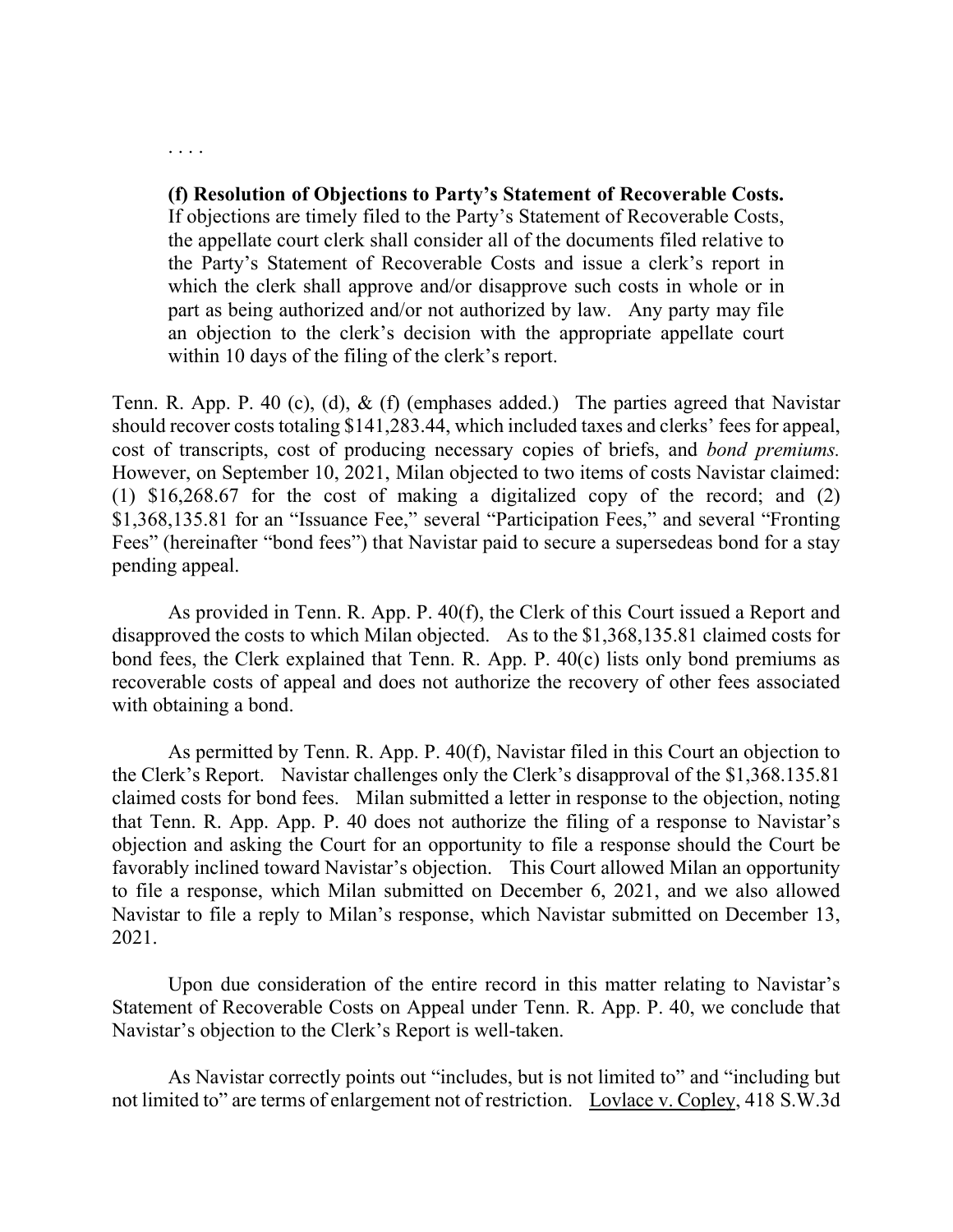. . . .

> **(f) Resolution of Objections to Party's Statement of Recoverable Costs.** If objections are timely filed to the Party's Statement of Recoverable Costs, the appellate court clerk shall consider all of the documents filed relative to the Party's Statement of Recoverable Costs and issue a clerk's report in which the clerk shall approve and/or disapprove such costs in whole or in part as being authorized and/or not authorized by law. Any party may file an objection to the clerk's decision with the appropriate appellate court within 10 days of the filing of the clerk's report.

Tenn. R. App. P. 40 (c), (d), & (f) (emphases added.) The parties agreed that Navistar should recover costs totaling $141,283.44, which included taxes and clerks' fees for appeal, cost of transcripts, cost of producing necessary copies of briefs, and *bond premiums.* However, on September 10, 2021, Milan objected to two items of costs Navistar claimed: (1) $16,268.67 for the cost of making a digitalized copy of the record; and (2) $1,368,135.81 for an "Issuance Fee," several "Participation Fees," and several "Fronting Fees" (hereinafter "bond fees") that Navistar paid to secure a supersedeas bond for a stay pending appeal.

As provided in Tenn. R. App. P. 40(f), the Clerk of this Court issued a Report and disapproved the costs to which Milan objected. As to the $1,368,135.81 claimed costs for bond fees, the Clerk explained that Tenn. R. App. P. 40(c) lists only bond premiums as recoverable costs of appeal and does not authorize the recovery of other fees associated with obtaining a bond.

As permitted by Tenn. R. App. P. 40(f), Navistar filed in this Court an objection to the Clerk's Report. Navistar challenges only the Clerk's disapproval of the $1,368.135.81 claimed costs for bond fees. Milan submitted a letter in response to the objection, noting that Tenn. R. App. App. P. 40 does not authorize the filing of a response to Navistar's objection and asking the Court for an opportunity to file a response should the Court be favorably inclined toward Navistar's objection. This Court allowed Milan an opportunity to file a response, which Milan submitted on December 6, 2021, and we also allowed Navistar to file a reply to Milan's response, which Navistar submitted on December 13, 2021.

Upon due consideration of the entire record in this matter relating to Navistar's Statement of Recoverable Costs on Appeal under Tenn. R. App. P. 40, we conclude that Navistar's objection to the Clerk's Report is well-taken.

As Navistar correctly points out "includes, but is not limited to" and "including but not limited to" are terms of enlargement not of restriction. Lovlace v. Copley, 418 S.W.3d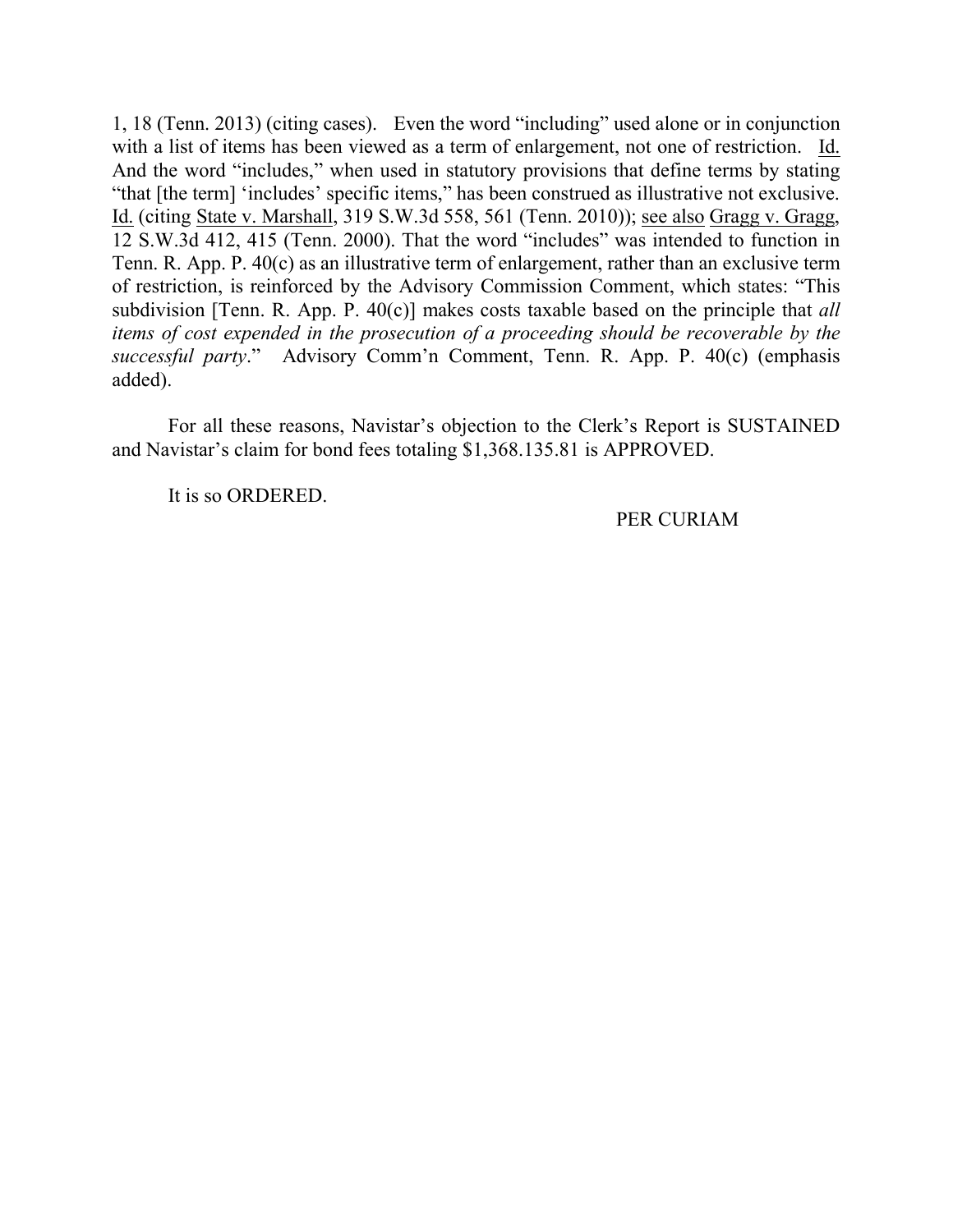1, 18 (Tenn. 2013) (citing cases). Even the word "including" used alone or in conjunction with a list of items has been viewed as a term of enlargement, not one of restriction. Id. And the word "includes," when used in statutory provisions that define terms by stating "that [the term] 'includes' specific items," has been construed as illustrative not exclusive. Id. (citing State v. Marshall, 319 S.W.3d 558, 561 (Tenn. 2010)); see also Gragg v. Gragg, 12 S.W.3d 412, 415 (Tenn. 2000). That the word "includes" was intended to function in Tenn. R. App. P. 40(c) as an illustrative term of enlargement, rather than an exclusive term of restriction, is reinforced by the Advisory Commission Comment, which states: "This subdivision [Tenn. R. App. P. 40(c)] makes costs taxable based on the principle that *all items of cost expended in the prosecution of a proceeding should be recoverable by the successful party*." Advisory Comm'n Comment, Tenn. R. App. P. 40(c) (emphasis added).

For all these reasons, Navistar's objection to the Clerk's Report is SUSTAINED and Navistar's claim for bond fees totaling $1,368.135.81 is APPROVED.

It is so ORDERED.

PER CURIAM